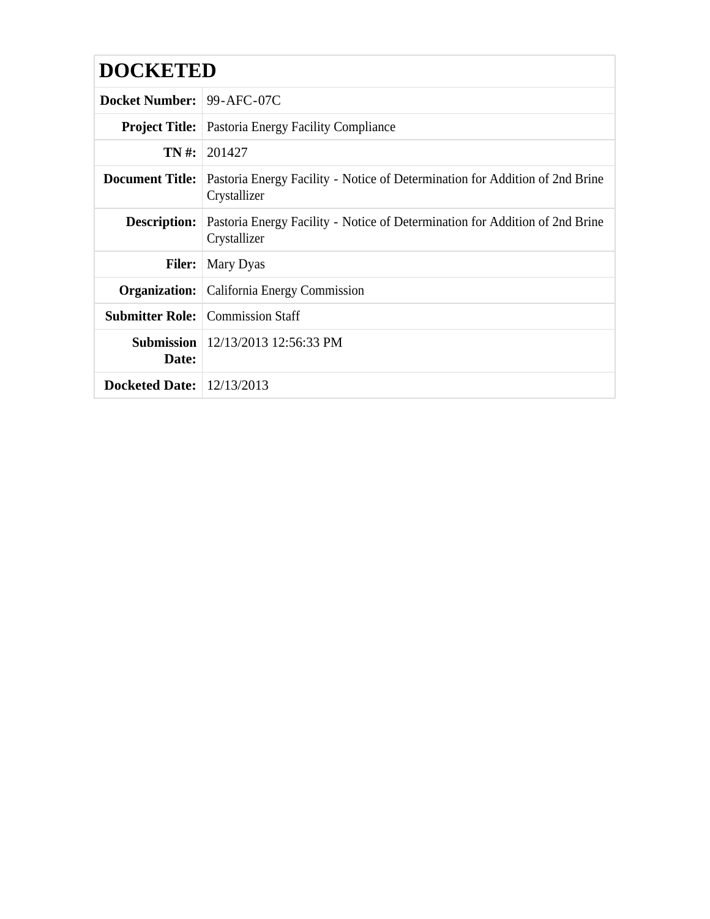# DOCKETED

| | |
|---|---|
| **Docket Number:** | 99-AFC-07C |
| **Project Title:** | Pastoria Energy Facility Compliance |
| **TN #:** | 201427 |
| **Document Title:** | Pastoria Energy Facility - Notice of Determination for Addition of 2nd Brine Crystallizer |
| **Description:** | Pastoria Energy Facility - Notice of Determination for Addition of 2nd Brine Crystallizer |
| **Filer:** | Mary Dyas |
| **Organization:** | California Energy Commission |
| **Submitter Role:** | Commission Staff |
| **Submission Date:** | 12/13/2013 12:56:33 PM |
| **Docketed Date:** | 12/13/2013 |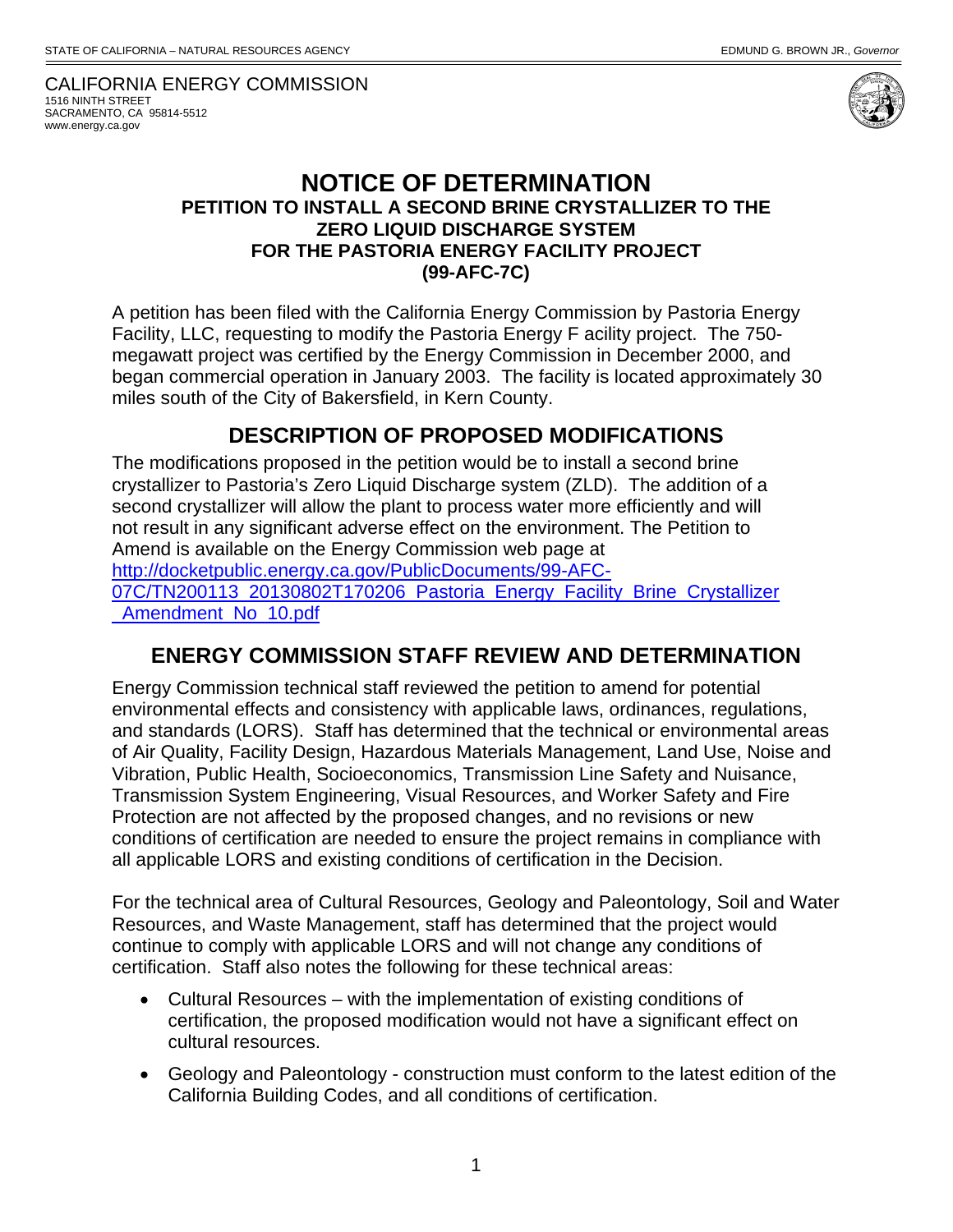STATE OF CALIFORNIA – NATURAL RESOURCES AGENCY EDMUND G. BROWN JR., *Governor*

CALIFORNIA ENERGY COMMISSION
1516 NINTH STREET
SACRAMENTO, CA 95814-5512
www.energy.ca.gov

# NOTICE OF DETERMINATION

### PETITION TO INSTALL A SECOND BRINE CRYSTALLIZER TO THE ZERO LIQUID DISCHARGE SYSTEM FOR THE PASTORIA ENERGY FACILITY PROJECT (99-AFC-7C)

A petition has been filed with the California Energy Commission by Pastoria Energy Facility, LLC, requesting to modify the Pastoria Energy F acility project. The 750-megawatt project was certified by the Energy Commission in December 2000, and began commercial operation in January 2003. The facility is located approximately 30 miles south of the City of Bakersfield, in Kern County.

## DESCRIPTION OF PROPOSED MODIFICATIONS

The modifications proposed in the petition would be to install a second brine crystallizer to Pastoria's Zero Liquid Discharge system (ZLD). The addition of a second crystallizer will allow the plant to process water more efficiently and will not result in any significant adverse effect on the environment. The Petition to Amend is available on the Energy Commission web page at http://docketpublic.energy.ca.gov/PublicDocuments/99-AFC-07C/TN200113_20130802T170206_Pastoria_Energy_Facility_Brine_Crystallizer_Amendment_No_10.pdf

## ENERGY COMMISSION STAFF REVIEW AND DETERMINATION

Energy Commission technical staff reviewed the petition to amend for potential environmental effects and consistency with applicable laws, ordinances, regulations, and standards (LORS). Staff has determined that the technical or environmental areas of Air Quality, Facility Design, Hazardous Materials Management, Land Use, Noise and Vibration, Public Health, Socioeconomics, Transmission Line Safety and Nuisance, Transmission System Engineering, Visual Resources, and Worker Safety and Fire Protection are not affected by the proposed changes, and no revisions or new conditions of certification are needed to ensure the project remains in compliance with all applicable LORS and existing conditions of certification in the Decision.

For the technical area of Cultural Resources, Geology and Paleontology, Soil and Water Resources, and Waste Management, staff has determined that the project would continue to comply with applicable LORS and will not change any conditions of certification. Staff also notes the following for these technical areas:

- Cultural Resources – with the implementation of existing conditions of certification, the proposed modification would not have a significant effect on cultural resources.
- Geology and Paleontology - construction must conform to the latest edition of the California Building Codes, and all conditions of certification.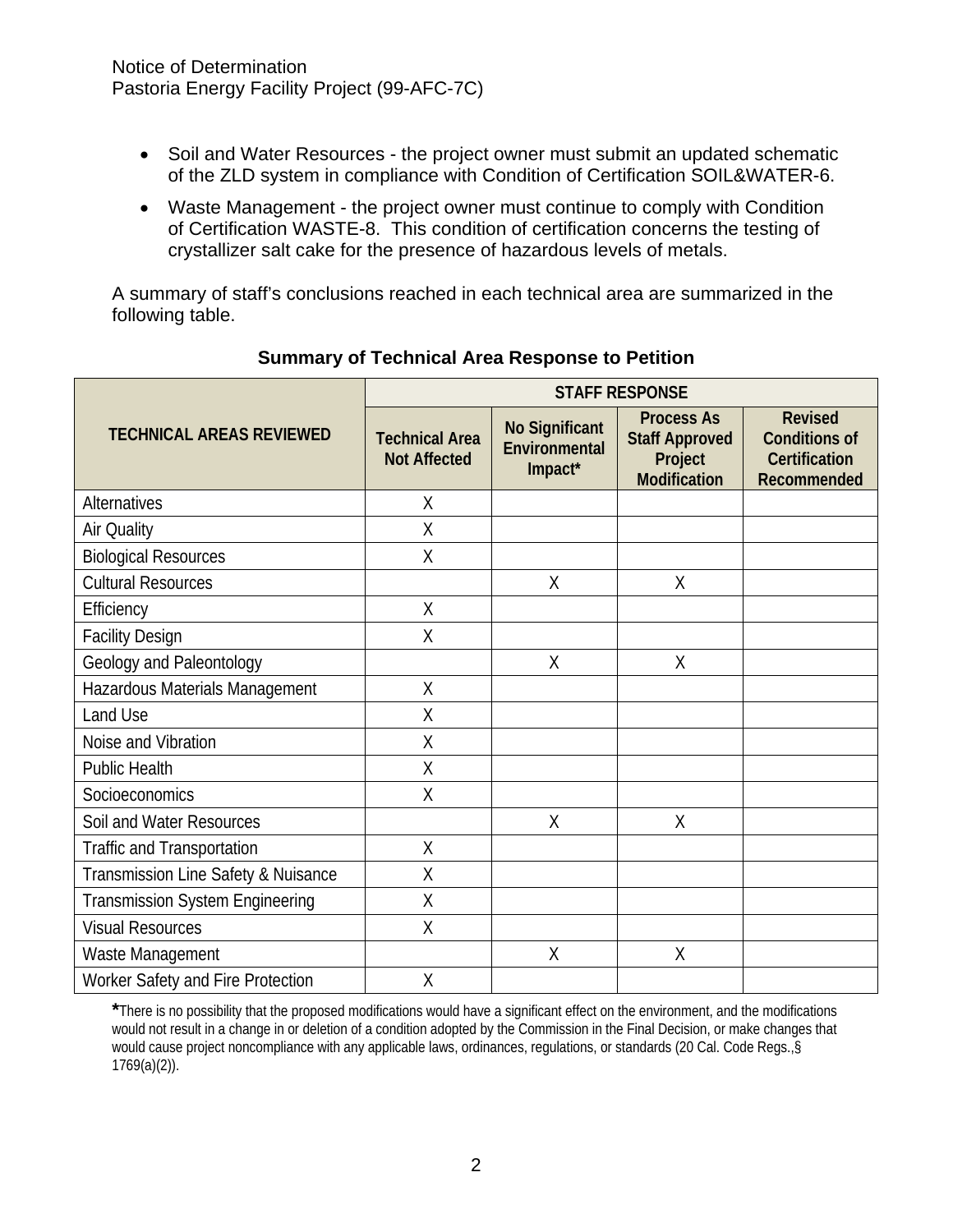- Soil and Water Resources - the project owner must submit an updated schematic of the ZLD system in compliance with Condition of Certification SOIL&WATER-6.
- Waste Management - the project owner must continue to comply with Condition of Certification WASTE-8. This condition of certification concerns the testing of crystallizer salt cake for the presence of hazardous levels of metals.

A summary of staff's conclusions reached in each technical area are summarized in the following table.

**Summary of Technical Area Response to Petition**

| TECHNICAL AREAS REVIEWED | STAFF RESPONSE | | | |
|---|---|---|---|---|
| | Technical Area Not Affected | No Significant Environmental Impact* | Process As Staff Approved Project Modification | Revised Conditions of Certification Recommended |
| Alternatives | X | | | |
| Air Quality | X | | | |
| Biological Resources | X | | | |
| Cultural Resources | | X | X | |
| Efficiency | X | | | |
| Facility Design | X | | | |
| Geology and Paleontology | | X | X | |
| Hazardous Materials Management | X | | | |
| Land Use | X | | | |
| Noise and Vibration | X | | | |
| Public Health | X | | | |
| Socioeconomics | X | | | |
| Soil and Water Resources | | X | X | |
| Traffic and Transportation | X | | | |
| Transmission Line Safety & Nuisance | X | | | |
| Transmission System Engineering | X | | | |
| Visual Resources | X | | | |
| Waste Management | | X | X | |
| Worker Safety and Fire Protection | X | | | |

*There is no possibility that the proposed modifications would have a significant effect on the environment, and the modifications would not result in a change in or deletion of a condition adopted by the Commission in the Final Decision, or make changes that would cause project noncompliance with any applicable laws, ordinances, regulations, or standards (20 Cal. Code Regs.,§ 1769(a)(2)).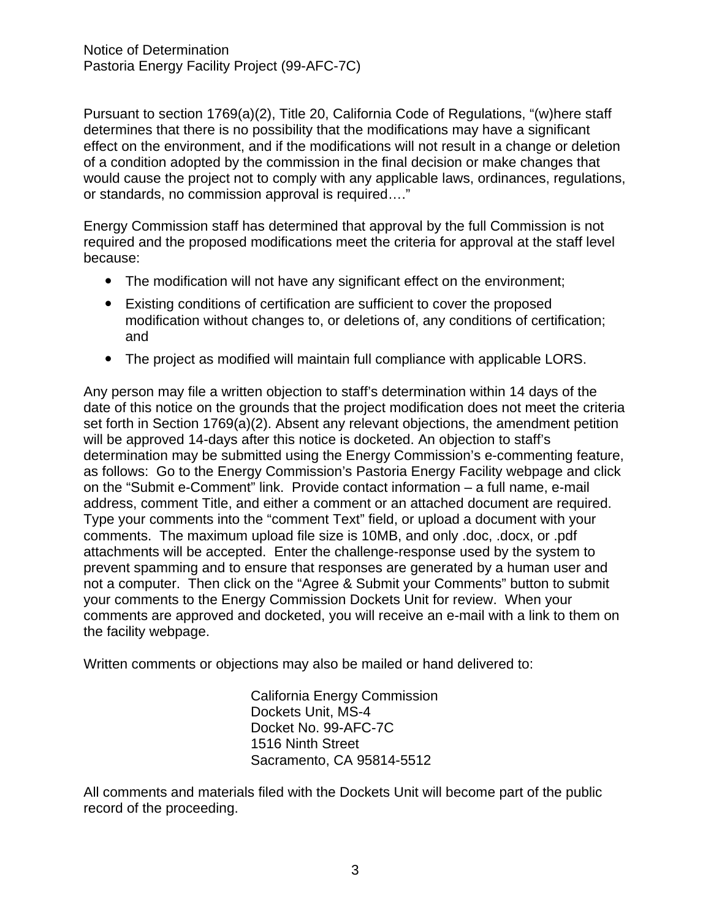Pursuant to section 1769(a)(2), Title 20, California Code of Regulations, "(w)here staff determines that there is no possibility that the modifications may have a significant effect on the environment, and if the modifications will not result in a change or deletion of a condition adopted by the commission in the final decision or make changes that would cause the project not to comply with any applicable laws, ordinances, regulations, or standards, no commission approval is required…."

Energy Commission staff has determined that approval by the full Commission is not required and the proposed modifications meet the criteria for approval at the staff level because:

- The modification will not have any significant effect on the environment;
- Existing conditions of certification are sufficient to cover the proposed modification without changes to, or deletions of, any conditions of certification; and
- The project as modified will maintain full compliance with applicable LORS.

Any person may file a written objection to staff's determination within 14 days of the date of this notice on the grounds that the project modification does not meet the criteria set forth in Section 1769(a)(2). Absent any relevant objections, the amendment petition will be approved 14-days after this notice is docketed. An objection to staff's determination may be submitted using the Energy Commission's e-commenting feature, as follows: Go to the Energy Commission's Pastoria Energy Facility webpage and click on the "Submit e-Comment" link. Provide contact information – a full name, e-mail address, comment Title, and either a comment or an attached document are required. Type your comments into the "comment Text" field, or upload a document with your comments. The maximum upload file size is 10MB, and only .doc, .docx, or .pdf attachments will be accepted. Enter the challenge-response used by the system to prevent spamming and to ensure that responses are generated by a human user and not a computer. Then click on the "Agree & Submit your Comments" button to submit your comments to the Energy Commission Dockets Unit for review. When your comments are approved and docketed, you will receive an e-mail with a link to them on the facility webpage.

Written comments or objections may also be mailed or hand delivered to:

California Energy Commission
Dockets Unit, MS-4
Docket No. 99-AFC-7C
1516 Ninth Street
Sacramento, CA 95814-5512

All comments and materials filed with the Dockets Unit will become part of the public record of the proceeding.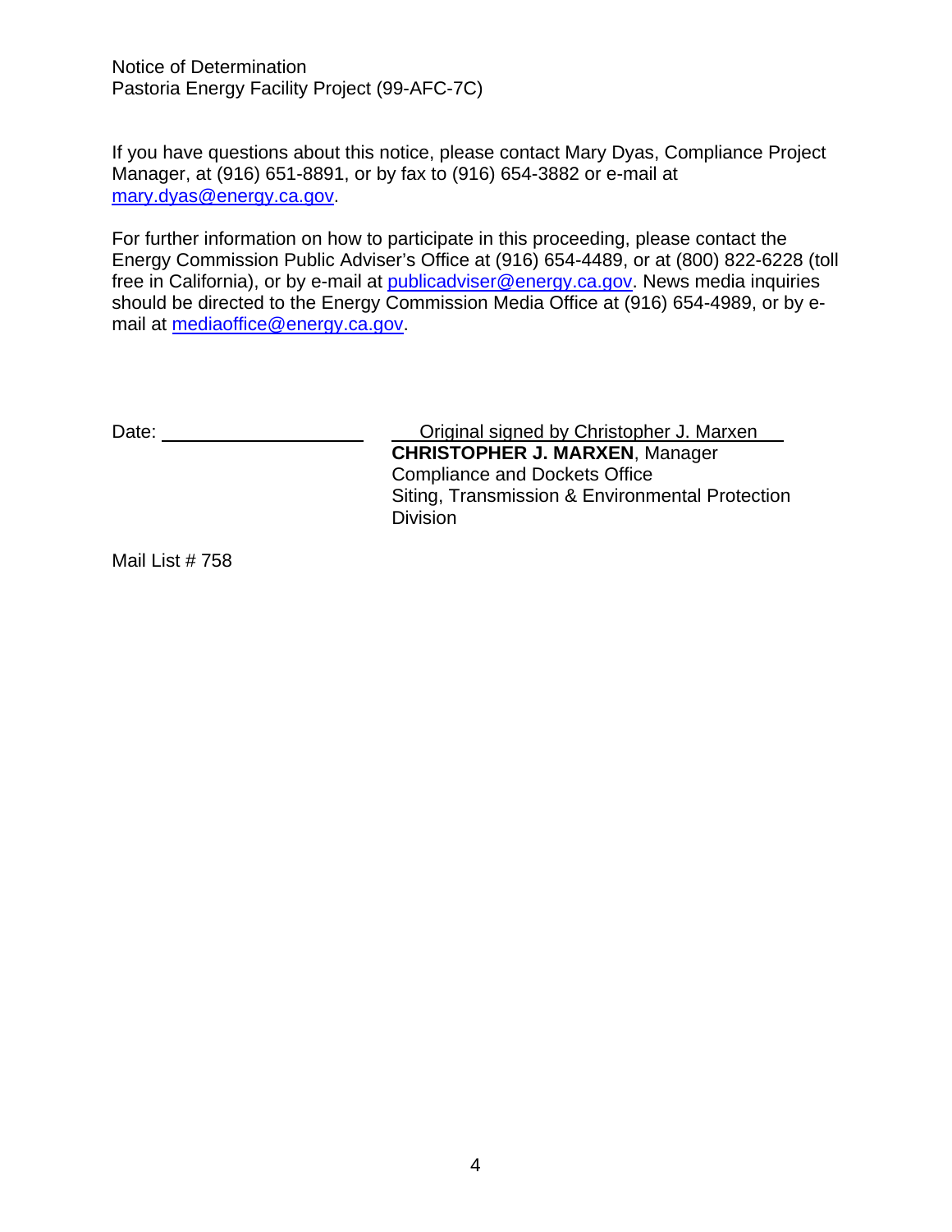If you have questions about this notice, please contact Mary Dyas, Compliance Project Manager, at (916) 651-8891, or by fax to (916) 654-3882 or e-mail at mary.dyas@energy.ca.gov.

For further information on how to participate in this proceeding, please contact the Energy Commission Public Adviser's Office at (916) 654-4489, or at (800) 822-6228 (toll free in California), or by e-mail at publicadviser@energy.ca.gov. News media inquiries should be directed to the Energy Commission Media Office at (916) 654-4989, or by e-mail at mediaoffice@energy.ca.gov.

Date: ____________________

Original signed by Christopher J. Marxen
**CHRISTOPHER J. MARXEN**, Manager
Compliance and Dockets Office
Siting, Transmission & Environmental Protection Division

Mail List # 758